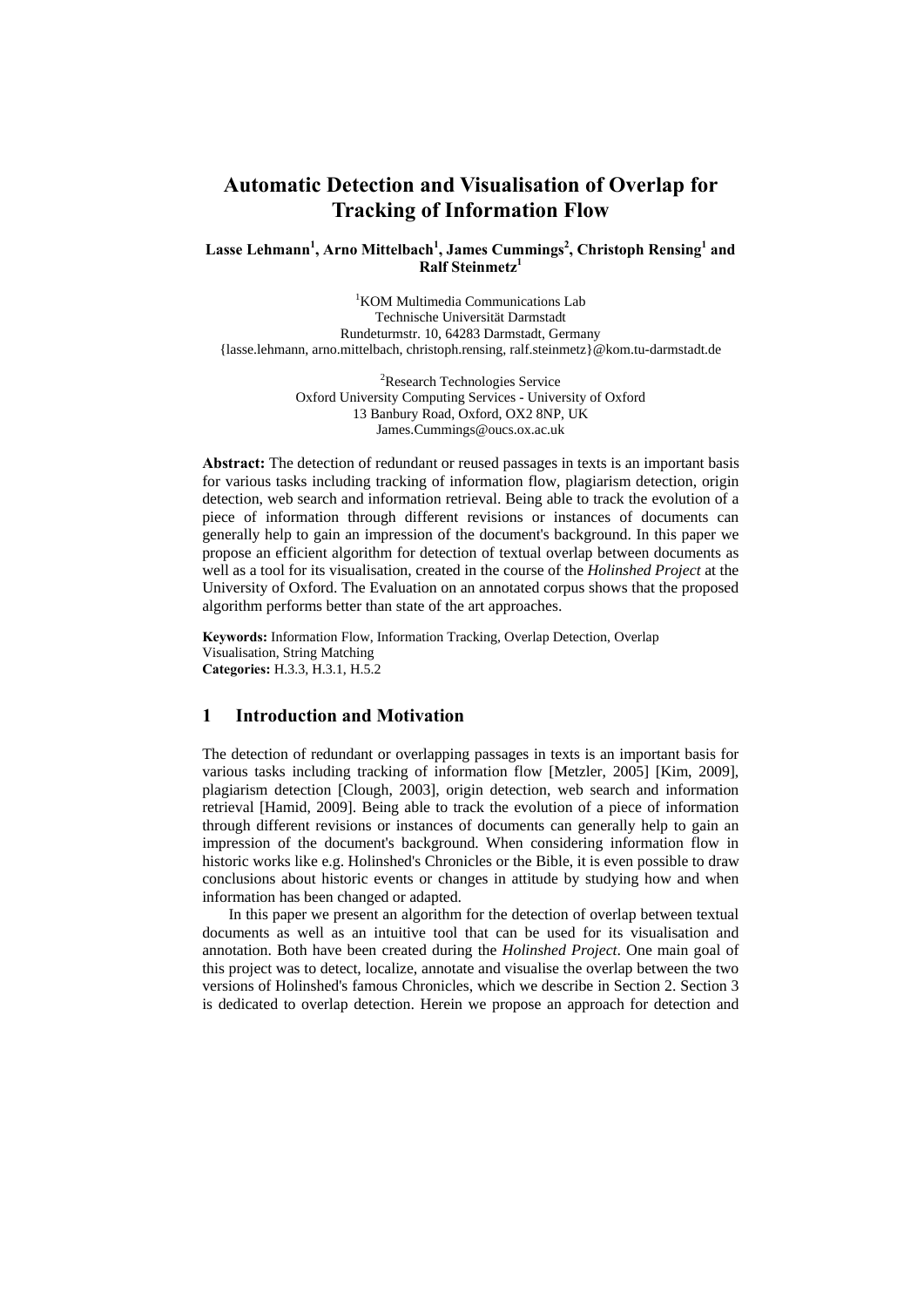# Automatic Detection and Visualisation of Overlap for Tracking of Information Flow

**Lasse Lehmann[1], Arno Mittelbach[1], James Cummings[2], Christoph Rensing[1] and Ralf Steinmetz[1]**

[1]KOM Multimedia Communications Lab
Technische Universität Darmstadt
Rundeturmstr. 10, 64283 Darmstadt, Germany
{lasse.lehmann, arno.mittelbach, christoph.rensing, ralf.steinmetz}@kom.tu-darmstadt.de

[2]Research Technologies Service
Oxford University Computing Services - University of Oxford
13 Banbury Road, Oxford, OX2 8NP, UK
James.Cummings@oucs.ox.ac.uk

**Abstract:** The detection of redundant or reused passages in texts is an important basis for various tasks including tracking of information flow, plagiarism detection, origin detection, web search and information retrieval. Being able to track the evolution of a piece of information through different revisions or instances of documents can generally help to gain an impression of the document's background. In this paper we propose an efficient algorithm for detection of textual overlap between documents as well as a tool for its visualisation, created in the course of the *Holinshed Project* at the University of Oxford. The Evaluation on an annotated corpus shows that the proposed algorithm performs better than state of the art approaches.

**Keywords:** Information Flow, Information Tracking, Overlap Detection, Overlap Visualisation, String Matching
**Categories:** H.3.3, H.3.1, H.5.2

## 1 Introduction and Motivation

The detection of redundant or overlapping passages in texts is an important basis for various tasks including tracking of information flow [Metzler, 2005] [Kim, 2009], plagiarism detection [Clough, 2003], origin detection, web search and information retrieval [Hamid, 2009]. Being able to track the evolution of a piece of information through different revisions or instances of documents can generally help to gain an impression of the document's background. When considering information flow in historic works like e.g. Holinshed's Chronicles or the Bible, it is even possible to draw conclusions about historic events or changes in attitude by studying how and when information has been changed or adapted.

In this paper we present an algorithm for the detection of overlap between textual documents as well as an intuitive tool that can be used for its visualisation and annotation. Both have been created during the *Holinshed Project*. One main goal of this project was to detect, localize, annotate and visualise the overlap between the two versions of Holinshed's famous Chronicles, which we describe in Section 2. Section 3 is dedicated to overlap detection. Herein we propose an approach for detection and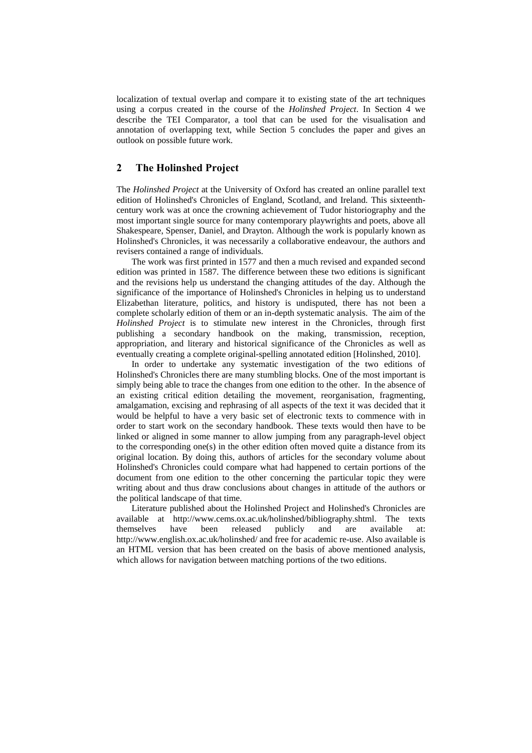localization of textual overlap and compare it to existing state of the art techniques using a corpus created in the course of the *Holinshed Project*. In Section 4 we describe the TEI Comparator, a tool that can be used for the visualisation and annotation of overlapping text, while Section 5 concludes the paper and gives an outlook on possible future work.

## 2 The Holinshed Project

The *Holinshed Project* at the University of Oxford has created an online parallel text edition of Holinshed's Chronicles of England, Scotland, and Ireland. This sixteenth-century work was at once the crowning achievement of Tudor historiography and the most important single source for many contemporary playwrights and poets, above all Shakespeare, Spenser, Daniel, and Drayton. Although the work is popularly known as Holinshed's Chronicles, it was necessarily a collaborative endeavour, the authors and revisers contained a range of individuals.

The work was first printed in 1577 and then a much revised and expanded second edition was printed in 1587. The difference between these two editions is significant and the revisions help us understand the changing attitudes of the day. Although the significance of the importance of Holinshed's Chronicles in helping us to understand Elizabethan literature, politics, and history is undisputed, there has not been a complete scholarly edition of them or an in-depth systematic analysis. The aim of the *Holinshed Project* is to stimulate new interest in the Chronicles, through first publishing a secondary handbook on the making, transmission, reception, appropriation, and literary and historical significance of the Chronicles as well as eventually creating a complete original-spelling annotated edition [Holinshed, 2010].

In order to undertake any systematic investigation of the two editions of Holinshed's Chronicles there are many stumbling blocks. One of the most important is simply being able to trace the changes from one edition to the other. In the absence of an existing critical edition detailing the movement, reorganisation, fragmenting, amalgamation, excising and rephrasing of all aspects of the text it was decided that it would be helpful to have a very basic set of electronic texts to commence with in order to start work on the secondary handbook. These texts would then have to be linked or aligned in some manner to allow jumping from any paragraph-level object to the corresponding one(s) in the other edition often moved quite a distance from its original location. By doing this, authors of articles for the secondary volume about Holinshed's Chronicles could compare what had happened to certain portions of the document from one edition to the other concerning the particular topic they were writing about and thus draw conclusions about changes in attitude of the authors or the political landscape of that time.

Literature published about the Holinshed Project and Holinshed's Chronicles are available at http://www.cems.ox.ac.uk/holinshed/bibliography.shtml. The texts themselves have been released publicly and are available at: http://www.english.ox.ac.uk/holinshed/ and free for academic re-use. Also available is an HTML version that has been created on the basis of above mentioned analysis, which allows for navigation between matching portions of the two editions.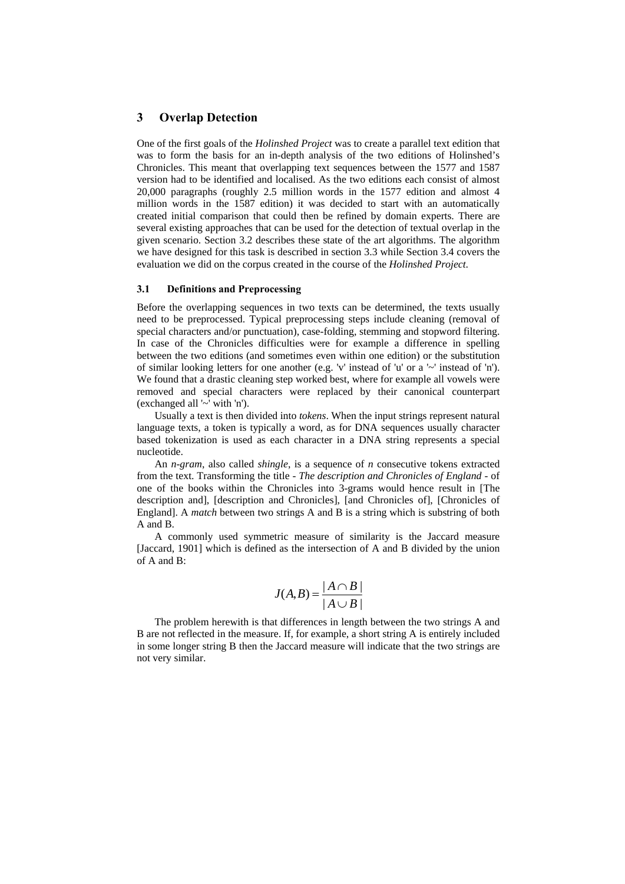## 3 Overlap Detection

One of the first goals of the *Holinshed Project* was to create a parallel text edition that was to form the basis for an in-depth analysis of the two editions of Holinshed's Chronicles. This meant that overlapping text sequences between the 1577 and 1587 version had to be identified and localised. As the two editions each consist of almost 20,000 paragraphs (roughly 2.5 million words in the 1577 edition and almost 4 million words in the 1587 edition) it was decided to start with an automatically created initial comparison that could then be refined by domain experts. There are several existing approaches that can be used for the detection of textual overlap in the given scenario. Section 3.2 describes these state of the art algorithms. The algorithm we have designed for this task is described in section 3.3 while Section 3.4 covers the evaluation we did on the corpus created in the course of the *Holinshed Project*.

### 3.1 Definitions and Preprocessing

Before the overlapping sequences in two texts can be determined, the texts usually need to be preprocessed. Typical preprocessing steps include cleaning (removal of special characters and/or punctuation), case-folding, stemming and stopword filtering. In case of the Chronicles difficulties were for example a difference in spelling between the two editions (and sometimes even within one edition) or the substitution of similar looking letters for one another (e.g. 'v' instead of 'u' or a '~' instead of 'n'). We found that a drastic cleaning step worked best, where for example all vowels were removed and special characters were replaced by their canonical counterpart (exchanged all '~' with 'n').

Usually a text is then divided into *tokens*. When the input strings represent natural language texts, a token is typically a word, as for DNA sequences usually character based tokenization is used as each character in a DNA string represents a special nucleotide.

An *n-gram*, also called *shingle*, is a sequence of *n* consecutive tokens extracted from the text. Transforming the title - *The description and Chronicles of England* - of one of the books within the Chronicles into 3-grams would hence result in [The description and], [description and Chronicles], [and Chronicles of], [Chronicles of England]. A *match* between two strings A and B is a string which is substring of both A and B.

A commonly used symmetric measure of similarity is the Jaccard measure [Jaccard, 1901] which is defined as the intersection of A and B divided by the union of A and B:

$$J(A,B) = \frac{|A \cap B|}{|A \cup B|}$$

The problem herewith is that differences in length between the two strings A and B are not reflected in the measure. If, for example, a short string A is entirely included in some longer string B then the Jaccard measure will indicate that the two strings are not very similar.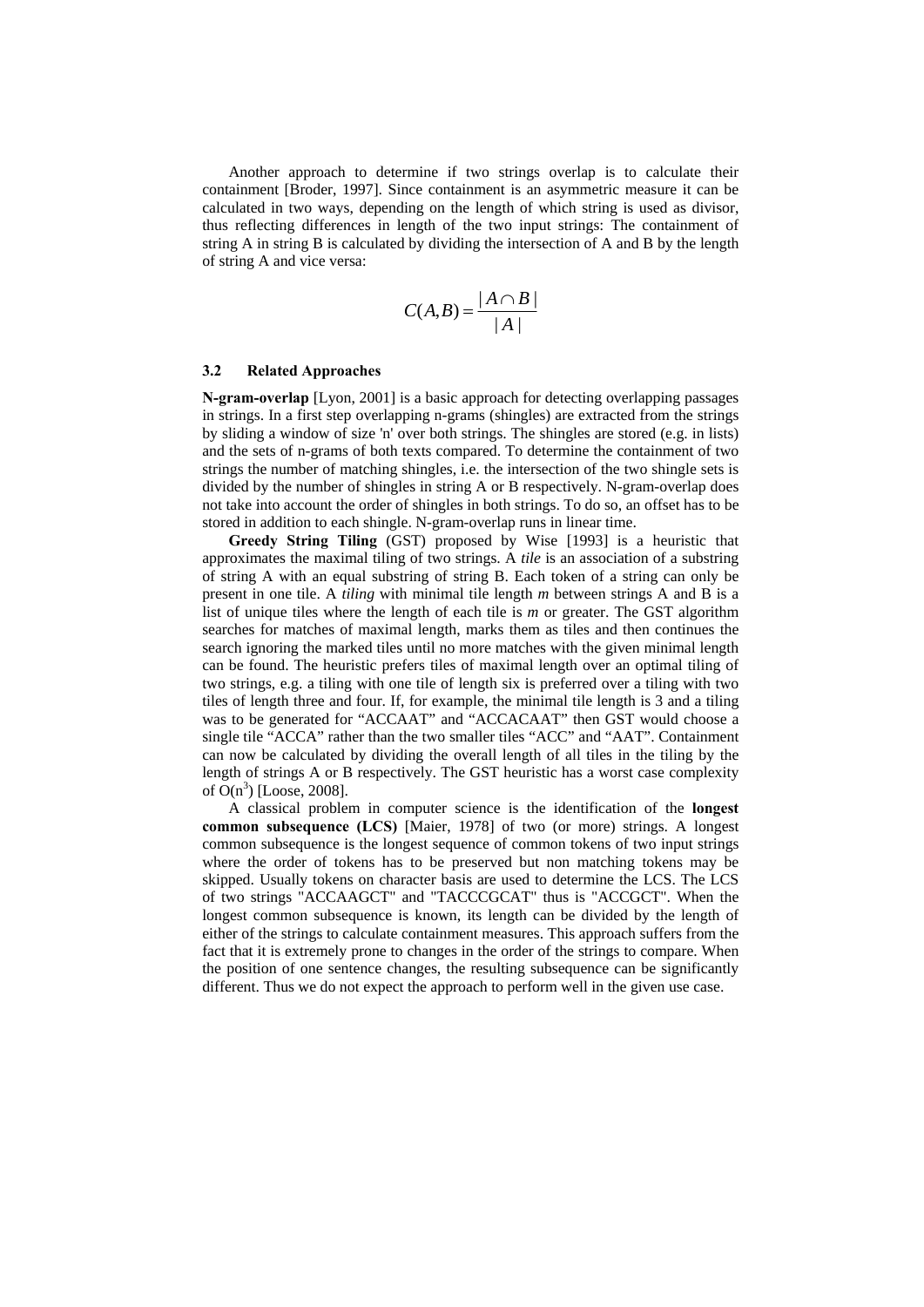Another approach to determine if two strings overlap is to calculate their containment [Broder, 1997]. Since containment is an asymmetric measure it can be calculated in two ways, depending on the length of which string is used as divisor, thus reflecting differences in length of the two input strings: The containment of string A in string B is calculated by dividing the intersection of A and B by the length of string A and vice versa:

$$C(A,B) = \frac{|A \cap B|}{|A|}$$

### 3.2 Related Approaches

**N-gram-overlap** [Lyon, 2001] is a basic approach for detecting overlapping passages in strings. In a first step overlapping n-grams (shingles) are extracted from the strings by sliding a window of size 'n' over both strings. The shingles are stored (e.g. in lists) and the sets of n-grams of both texts compared. To determine the containment of two strings the number of matching shingles, i.e. the intersection of the two shingle sets is divided by the number of shingles in string A or B respectively. N-gram-overlap does not take into account the order of shingles in both strings. To do so, an offset has to be stored in addition to each shingle. N-gram-overlap runs in linear time.

**Greedy String Tiling** (GST) proposed by Wise [1993] is a heuristic that approximates the maximal tiling of two strings. A *tile* is an association of a substring of string A with an equal substring of string B. Each token of a string can only be present in one tile. A *tiling* with minimal tile length *m* between strings A and B is a list of unique tiles where the length of each tile is *m* or greater. The GST algorithm searches for matches of maximal length, marks them as tiles and then continues the search ignoring the marked tiles until no more matches with the given minimal length can be found. The heuristic prefers tiles of maximal length over an optimal tiling of two strings, e.g. a tiling with one tile of length six is preferred over a tiling with two tiles of length three and four. If, for example, the minimal tile length is 3 and a tiling was to be generated for "ACCAAT" and "ACCACAAT" then GST would choose a single tile "ACCA" rather than the two smaller tiles "ACC" and "AAT". Containment can now be calculated by dividing the overall length of all tiles in the tiling by the length of strings A or B respectively. The GST heuristic has a worst case complexity of $O(n^3)$ [Loose, 2008].

A classical problem in computer science is the identification of the **longest common subsequence (LCS)** [Maier, 1978] of two (or more) strings. A longest common subsequence is the longest sequence of common tokens of two input strings where the order of tokens has to be preserved but non matching tokens may be skipped. Usually tokens on character basis are used to determine the LCS. The LCS of two strings "ACCAAGCT" and "TACCCGCAT" thus is "ACCGCT". When the longest common subsequence is known, its length can be divided by the length of either of the strings to calculate containment measures. This approach suffers from the fact that it is extremely prone to changes in the order of the strings to compare. When the position of one sentence changes, the resulting subsequence can be significantly different. Thus we do not expect the approach to perform well in the given use case.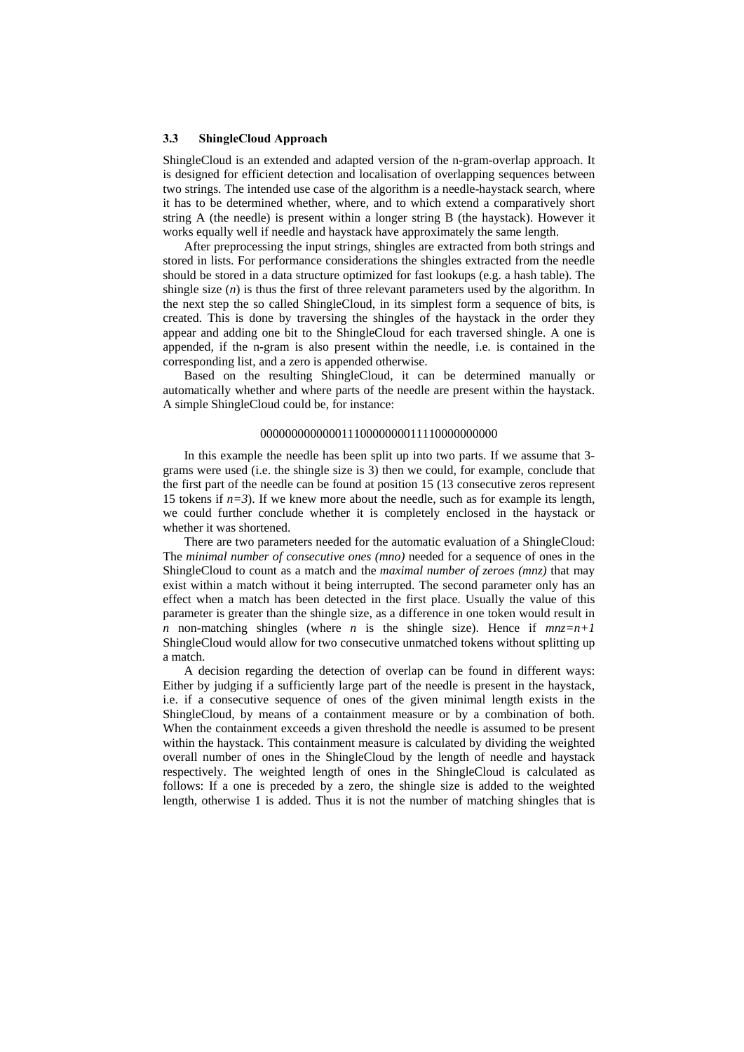### 3.3 ShingleCloud Approach

ShingleCloud is an extended and adapted version of the n-gram-overlap approach. It is designed for efficient detection and localisation of overlapping sequences between two strings. The intended use case of the algorithm is a needle-haystack search, where it has to be determined whether, where, and to which extend a comparatively short string A (the needle) is present within a longer string B (the haystack). However it works equally well if needle and haystack have approximately the same length.

After preprocessing the input strings, shingles are extracted from both strings and stored in lists. For performance considerations the shingles extracted from the needle should be stored in a data structure optimized for fast lookups (e.g. a hash table). The shingle size ($n$) is thus the first of three relevant parameters used by the algorithm. In the next step the so called ShingleCloud, in its simplest form a sequence of bits, is created. This is done by traversing the shingles of the haystack in the order they appear and adding one bit to the ShingleCloud for each traversed shingle. A one is appended, if the n-gram is also present within the needle, i.e. is contained in the corresponding list, and a zero is appended otherwise.

Based on the resulting ShingleCloud, it can be determined manually or automatically whether and where parts of the needle are present within the haystack. A simple ShingleCloud could be, for instance:

0000000000000111000000000111110000000000

In this example the needle has been split up into two parts. If we assume that 3-grams were used (i.e. the shingle size is 3) then we could, for example, conclude that the first part of the needle can be found at position 15 (13 consecutive zeros represent 15 tokens if $n=3$). If we knew more about the needle, such as for example its length, we could further conclude whether it is completely enclosed in the haystack or whether it was shortened.

There are two parameters needed for the automatic evaluation of a ShingleCloud: The *minimal number of consecutive ones (mno)* needed for a sequence of ones in the ShingleCloud to count as a match and the *maximal number of zeroes (mnz)* that may exist within a match without it being interrupted. The second parameter only has an effect when a match has been detected in the first place. Usually the value of this parameter is greater than the shingle size, as a difference in one token would result in $n$ non-matching shingles (where $n$ is the shingle size). Hence if $mnz=n+1$ ShingleCloud would allow for two consecutive unmatched tokens without splitting up a match.

A decision regarding the detection of overlap can be found in different ways: Either by judging if a sufficiently large part of the needle is present in the haystack, i.e. if a consecutive sequence of ones of the given minimal length exists in the ShingleCloud, by means of a containment measure or by a combination of both. When the containment exceeds a given threshold the needle is assumed to be present within the haystack. This containment measure is calculated by dividing the weighted overall number of ones in the ShingleCloud by the length of needle and haystack respectively. The weighted length of ones in the ShingleCloud is calculated as follows: If a one is preceded by a zero, the shingle size is added to the weighted length, otherwise 1 is added. Thus it is not the number of matching shingles that is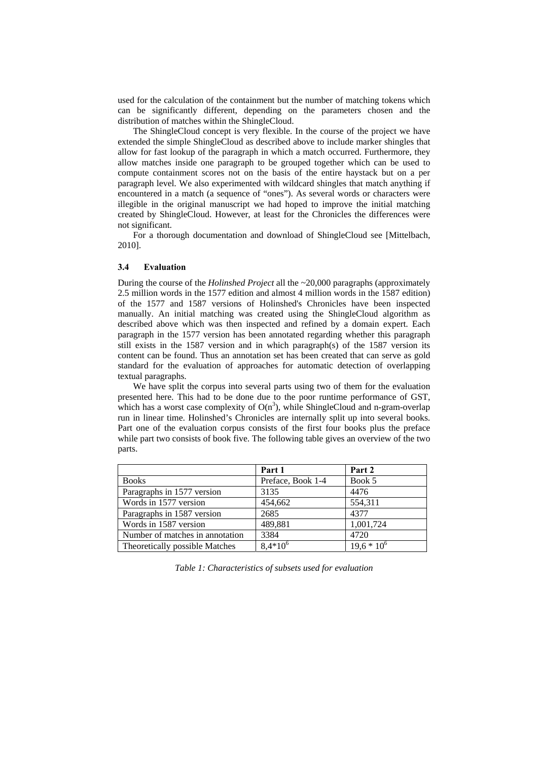used for the calculation of the containment but the number of matching tokens which can be significantly different, depending on the parameters chosen and the distribution of matches within the ShingleCloud.

The ShingleCloud concept is very flexible. In the course of the project we have extended the simple ShingleCloud as described above to include marker shingles that allow for fast lookup of the paragraph in which a match occurred. Furthermore, they allow matches inside one paragraph to be grouped together which can be used to compute containment scores not on the basis of the entire haystack but on a per paragraph level. We also experimented with wildcard shingles that match anything if encountered in a match (a sequence of "ones"). As several words or characters were illegible in the original manuscript we had hoped to improve the initial matching created by ShingleCloud. However, at least for the Chronicles the differences were not significant.

For a thorough documentation and download of ShingleCloud see [Mittelbach, 2010].

### 3.4 Evaluation

During the course of the *Holinshed Project* all the ~20,000 paragraphs (approximately 2.5 million words in the 1577 edition and almost 4 million words in the 1587 edition) of the 1577 and 1587 versions of Holinshed's Chronicles have been inspected manually. An initial matching was created using the ShingleCloud algorithm as described above which was then inspected and refined by a domain expert. Each paragraph in the 1577 version has been annotated regarding whether this paragraph still exists in the 1587 version and in which paragraph(s) of the 1587 version its content can be found. Thus an annotation set has been created that can serve as gold standard for the evaluation of approaches for automatic detection of overlapping textual paragraphs.

We have split the corpus into several parts using two of them for the evaluation presented here. This had to be done due to the poor runtime performance of GST, which has a worst case complexity of $O(n^3)$, while ShingleCloud and n-gram-overlap run in linear time. Holinshed's Chronicles are internally split up into several books. Part one of the evaluation corpus consists of the first four books plus the preface while part two consists of book five. The following table gives an overview of the two parts.

| | **Part 1** | **Part 2** |
|---|---|---|
| Books | Preface, Book 1-4 | Book 5 |
| Paragraphs in 1577 version | 3135 | 4476 |
| Words in 1577 version | 454,662 | 554,311 |
| Paragraphs in 1587 version | 2685 | 4377 |
| Words in 1587 version | 489,881 | 1,001,724 |
| Number of matches in annotation | 3384 | 4720 |
| Theoretically possible Matches | $8{,}4 * 10^6$ | $19{,}6 * 10^6$ |

*Table 1: Characteristics of subsets used for evaluation*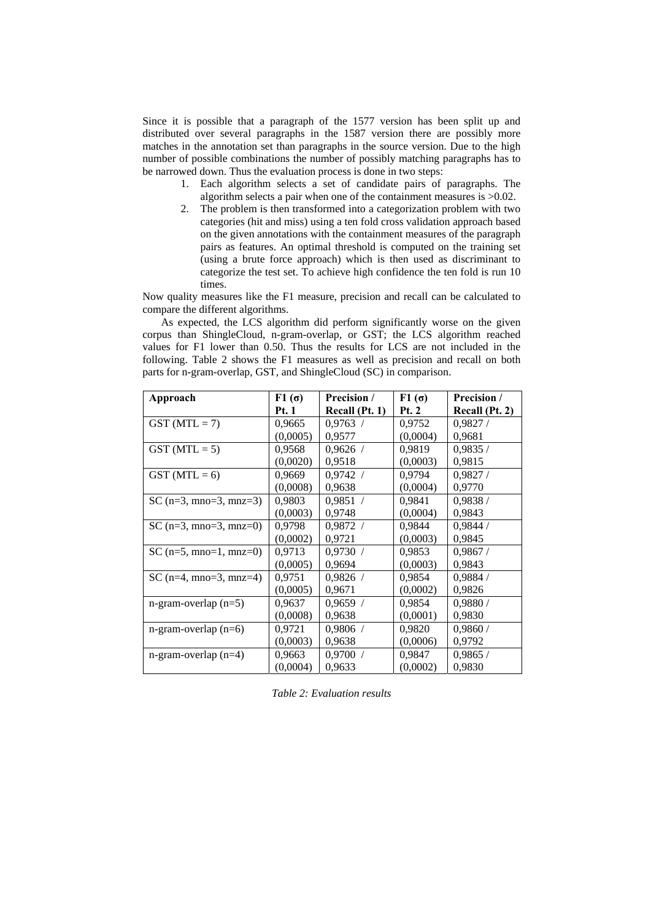Since it is possible that a paragraph of the 1577 version has been split up and distributed over several paragraphs in the 1587 version there are possibly more matches in the annotation set than paragraphs in the source version. Due to the high number of possible combinations the number of possibly matching paragraphs has to be narrowed down. Thus the evaluation process is done in two steps:

1. Each algorithm selects a set of candidate pairs of paragraphs. The algorithm selects a pair when one of the containment measures is >0.02.
2. The problem is then transformed into a categorization problem with two categories (hit and miss) using a ten fold cross validation approach based on the given annotations with the containment measures of the paragraph pairs as features. An optimal threshold is computed on the training set (using a brute force approach) which is then used as discriminant to categorize the test set. To achieve high confidence the ten fold is run 10 times.

Now quality measures like the F1 measure, precision and recall can be calculated to compare the different algorithms.

As expected, the LCS algorithm did perform significantly worse on the given corpus than ShingleCloud, n-gram-overlap, or GST; the LCS algorithm reached values for F1 lower than 0.50. Thus the results for LCS are not included in the following. Table 2 shows the F1 measures as well as precision and recall on both parts for n-gram-overlap, GST, and ShingleCloud (SC) in comparison.

| Approach | F1 (σ) Pt. 1 | Precision / Recall (Pt. 1) | F1 (σ) Pt. 2 | Precision / Recall (Pt. 2) |
|---|---|---|---|---|
| GST (MTL = 7) | 0,9665 (0,0005) | 0,9763 / 0,9577 | 0,9752 (0,0004) | 0,9827 / 0,9681 |
| GST (MTL = 5) | 0,9568 (0,0020) | 0,9626 / 0,9518 | 0,9819 (0,0003) | 0,9835 / 0,9815 |
| GST (MTL = 6) | 0,9669 (0,0008) | 0,9742 / 0,9638 | 0,9794 (0,0004) | 0,9827 / 0,9770 |
| SC (n=3, mno=3, mnz=3) | 0,9803 (0,0003) | 0,9851 / 0,9748 | 0,9841 (0,0004) | 0,9838 / 0,9843 |
| SC (n=3, mno=3, mnz=0) | 0,9798 (0,0002) | 0,9872 / 0,9721 | 0,9844 (0,0003) | 0,9844 / 0,9845 |
| SC (n=5, mno=1, mnz=0) | 0,9713 (0,0005) | 0,9730 / 0,9694 | 0,9853 (0,0003) | 0,9867 / 0,9843 |
| SC (n=4, mno=3, mnz=4) | 0,9751 (0,0005) | 0,9826 / 0,9671 | 0,9854 (0,0002) | 0,9884 / 0,9826 |
| n-gram-overlap (n=5) | 0,9637 (0,0008) | 0,9659 / 0,9638 | 0,9854 (0,0001) | 0,9880 / 0,9830 |
| n-gram-overlap (n=6) | 0,9721 (0,0003) | 0,9806 / 0,9638 | 0,9820 (0,0006) | 0,9860 / 0,9792 |
| n-gram-overlap (n=4) | 0,9663 (0,0004) | 0,9700 / 0,9633 | 0,9847 (0,0002) | 0,9865 / 0,9830 |

*Table 2: Evaluation results*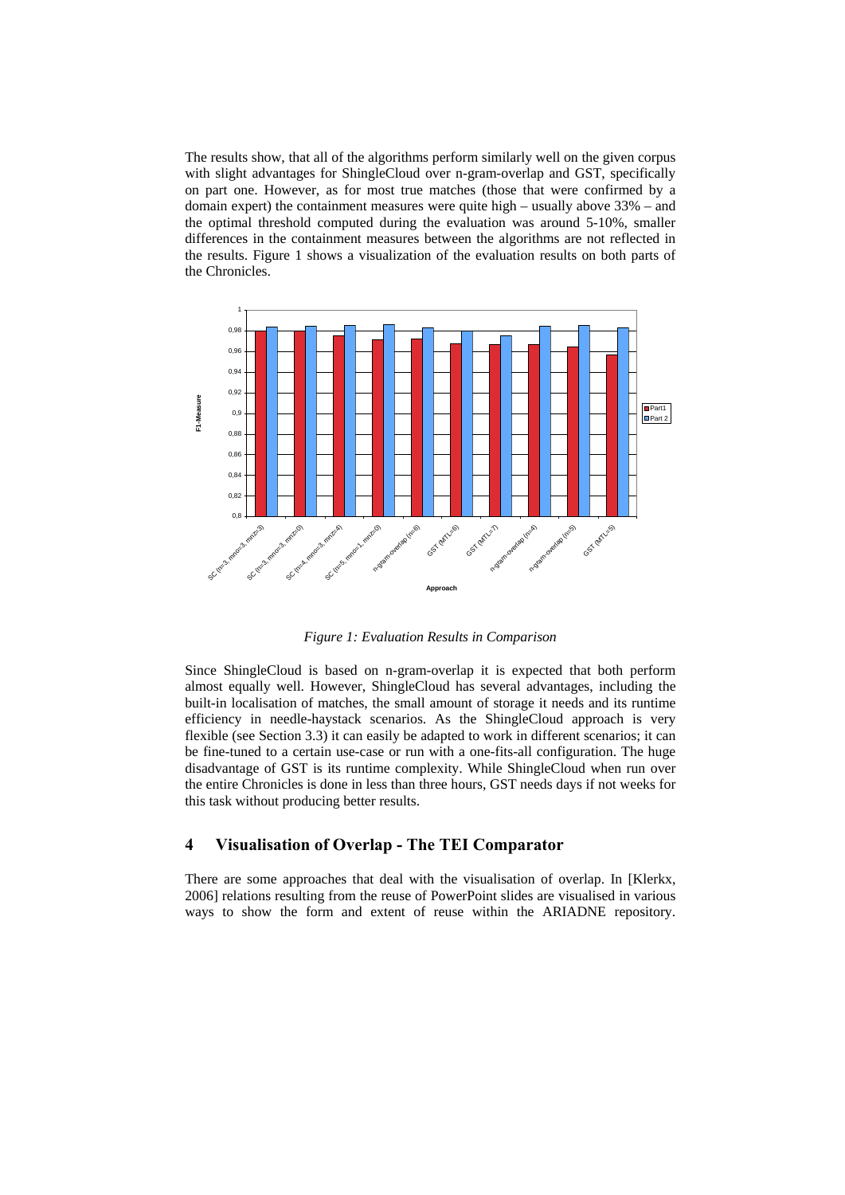The results show, that all of the algorithms perform similarly well on the given corpus with slight advantages for ShingleCloud over n-gram-overlap and GST, specifically on part one. However, as for most true matches (those that were confirmed by a domain expert) the containment measures were quite high – usually above 33% – and the optimal threshold computed during the evaluation was around 5-10%, smaller differences in the containment measures between the algorithms are not reflected in the results. Figure 1 shows a visualization of the evaluation results on both parts of the Chronicles.

*Figure 1: Evaluation Results in Comparison*

Since ShingleCloud is based on n-gram-overlap it is expected that both perform almost equally well. However, ShingleCloud has several advantages, including the built-in localisation of matches, the small amount of storage it needs and its runtime efficiency in needle-haystack scenarios. As the ShingleCloud approach is very flexible (see Section 3.3) it can easily be adapted to work in different scenarios; it can be fine-tuned to a certain use-case or run with a one-fits-all configuration. The huge disadvantage of GST is its runtime complexity. While ShingleCloud when run over the entire Chronicles is done in less than three hours, GST needs days if not weeks for this task without producing better results.

## 4 Visualisation of Overlap - The TEI Comparator

There are some approaches that deal with the visualisation of overlap. In [Klerkx, 2006] relations resulting from the reuse of PowerPoint slides are visualised in various ways to show the form and extent of reuse within the ARIADNE repository.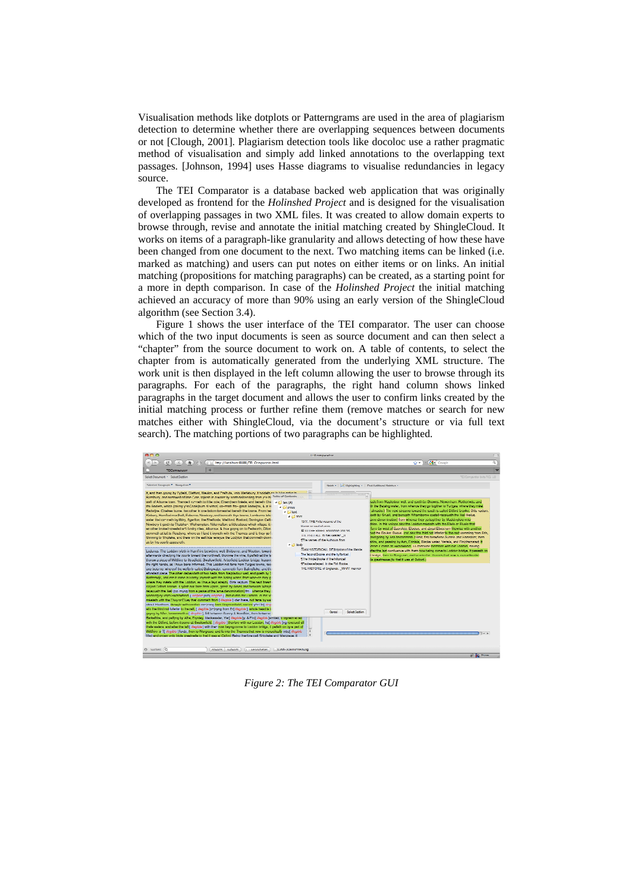Visualisation methods like dotplots or Patterngrams are used in the area of plagiarism detection to determine whether there are overlapping sequences between documents or not [Clough, 2001]. Plagiarism detection tools like docoloc use a rather pragmatic method of visualisation and simply add linked annotations to the overlapping text passages. [Johnson, 1994] uses Hasse diagrams to visualise redundancies in legacy source.

The TEI Comparator is a database backed web application that was originally developed as frontend for the *Holinshed Project* and is designed for the visualisation of overlapping passages in two XML files. It was created to allow domain experts to browse through, revise and annotate the initial matching created by ShingleCloud. It works on items of a paragraph-like granularity and allows detecting of how these have been changed from one document to the next. Two matching items can be linked (i.e. marked as matching) and users can put notes on either items or on links. An initial matching (propositions for matching paragraphs) can be created, as a starting point for a more in depth comparison. In case of the *Holinshed Project* the initial matching achieved an accuracy of more than 90% using an early version of the ShingleCloud algorithm (see Section 3.4).

Figure 1 shows the user interface of the TEI comparator. The user can choose which of the two input documents is seen as source document and can then select a "chapter" from the source document to work on. A table of contents, to select the chapter from is automatically generated from the underlying XML structure. The work unit is then displayed in the left column allowing the user to browse through its paragraphs. For each of the paragraphs, the right hand column shows linked paragraphs in the target document and allows the user to confirm links created by the initial matching process or further refine them (remove matches or search for new matches either with ShingleCloud, via the document's structure or via full text search). The matching portions of two paragraphs can be highlighted.

*Figure 2: The TEI Comparator GUI*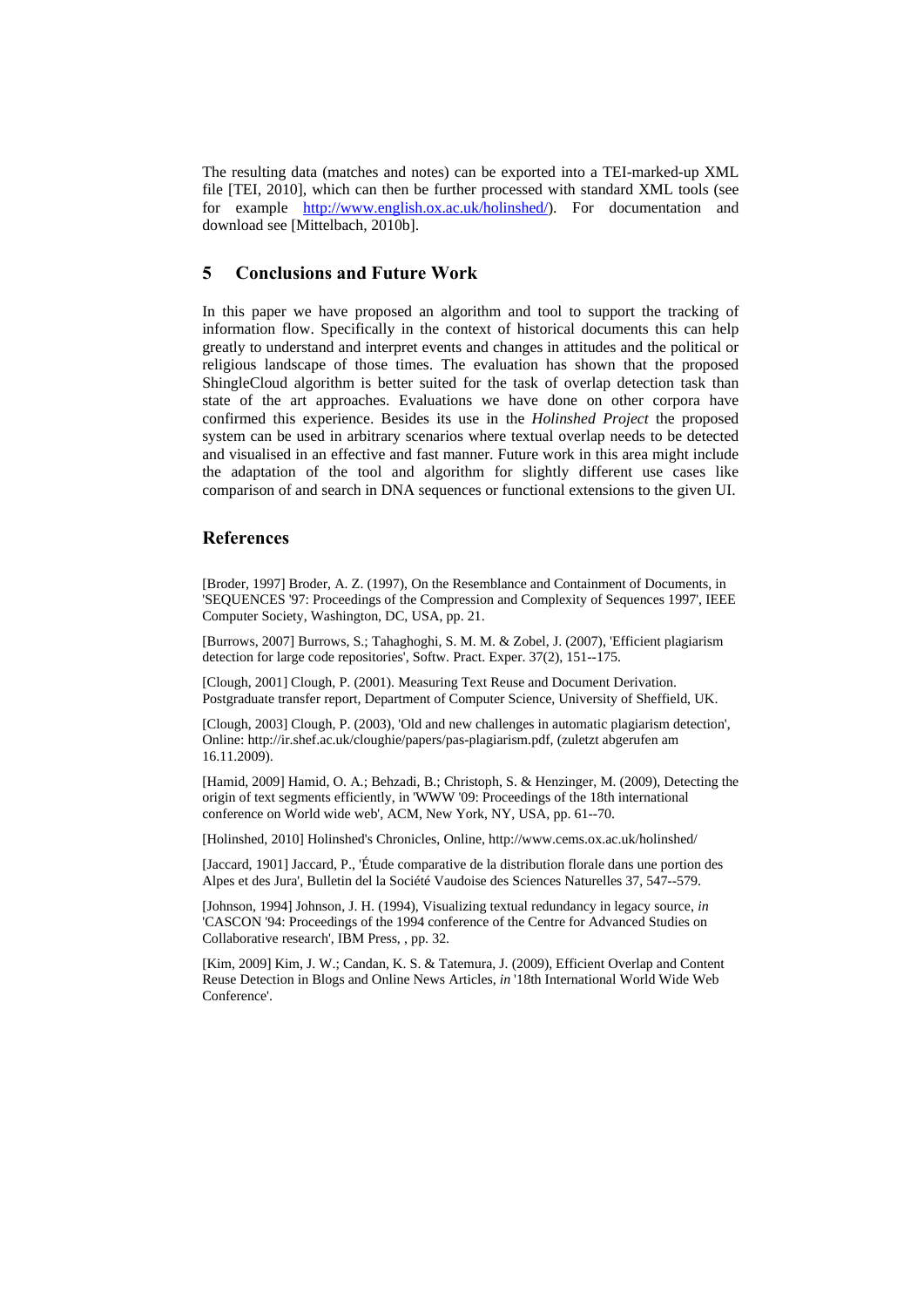The resulting data (matches and notes) can be exported into a TEI-marked-up XML file [TEI, 2010], which can then be further processed with standard XML tools (see for example http://www.english.ox.ac.uk/holinshed/). For documentation and download see [Mittelbach, 2010b].

## 5 Conclusions and Future Work

In this paper we have proposed an algorithm and tool to support the tracking of information flow. Specifically in the context of historical documents this can help greatly to understand and interpret events and changes in attitudes and the political or religious landscape of those times. The evaluation has shown that the proposed ShingleCloud algorithm is better suited for the task of overlap detection task than state of the art approaches. Evaluations we have done on other corpora have confirmed this experience. Besides its use in the *Holinshed Project* the proposed system can be used in arbitrary scenarios where textual overlap needs to be detected and visualised in an effective and fast manner. Future work in this area might include the adaptation of the tool and algorithm for slightly different use cases like comparison of and search in DNA sequences or functional extensions to the given UI.

## References

[Broder, 1997] Broder, A. Z. (1997), On the Resemblance and Containment of Documents, in 'SEQUENCES '97: Proceedings of the Compression and Complexity of Sequences 1997', IEEE Computer Society, Washington, DC, USA, pp. 21.

[Burrows, 2007] Burrows, S.; Tahaghoghi, S. M. M. & Zobel, J. (2007), 'Efficient plagiarism detection for large code repositories', Softw. Pract. Exper. 37(2), 151--175.

[Clough, 2001] Clough, P. (2001). Measuring Text Reuse and Document Derivation. Postgraduate transfer report, Department of Computer Science, University of Sheffield, UK.

[Clough, 2003] Clough, P. (2003), 'Old and new challenges in automatic plagiarism detection', Online: http://ir.shef.ac.uk/cloughie/papers/pas-plagiarism.pdf, (zuletzt abgerufen am 16.11.2009).

[Hamid, 2009] Hamid, O. A.; Behzadi, B.; Christoph, S. & Henzinger, M. (2009), Detecting the origin of text segments efficiently, in 'WWW '09: Proceedings of the 18th international conference on World wide web', ACM, New York, NY, USA, pp. 61--70.

[Holinshed, 2010] Holinshed's Chronicles, Online, http://www.cems.ox.ac.uk/holinshed/

[Jaccard, 1901] Jaccard, P., 'Étude comparative de la distribution florale dans une portion des Alpes et des Jura', Bulletin del la Société Vaudoise des Sciences Naturelles 37, 547--579.

[Johnson, 1994] Johnson, J. H. (1994), Visualizing textual redundancy in legacy source, *in* 'CASCON '94: Proceedings of the 1994 conference of the Centre for Advanced Studies on Collaborative research', IBM Press, , pp. 32.

[Kim, 2009] Kim, J. W.; Candan, K. S. & Tatemura, J. (2009), Efficient Overlap and Content Reuse Detection in Blogs and Online News Articles, *in* '18th International World Wide Web Conference'.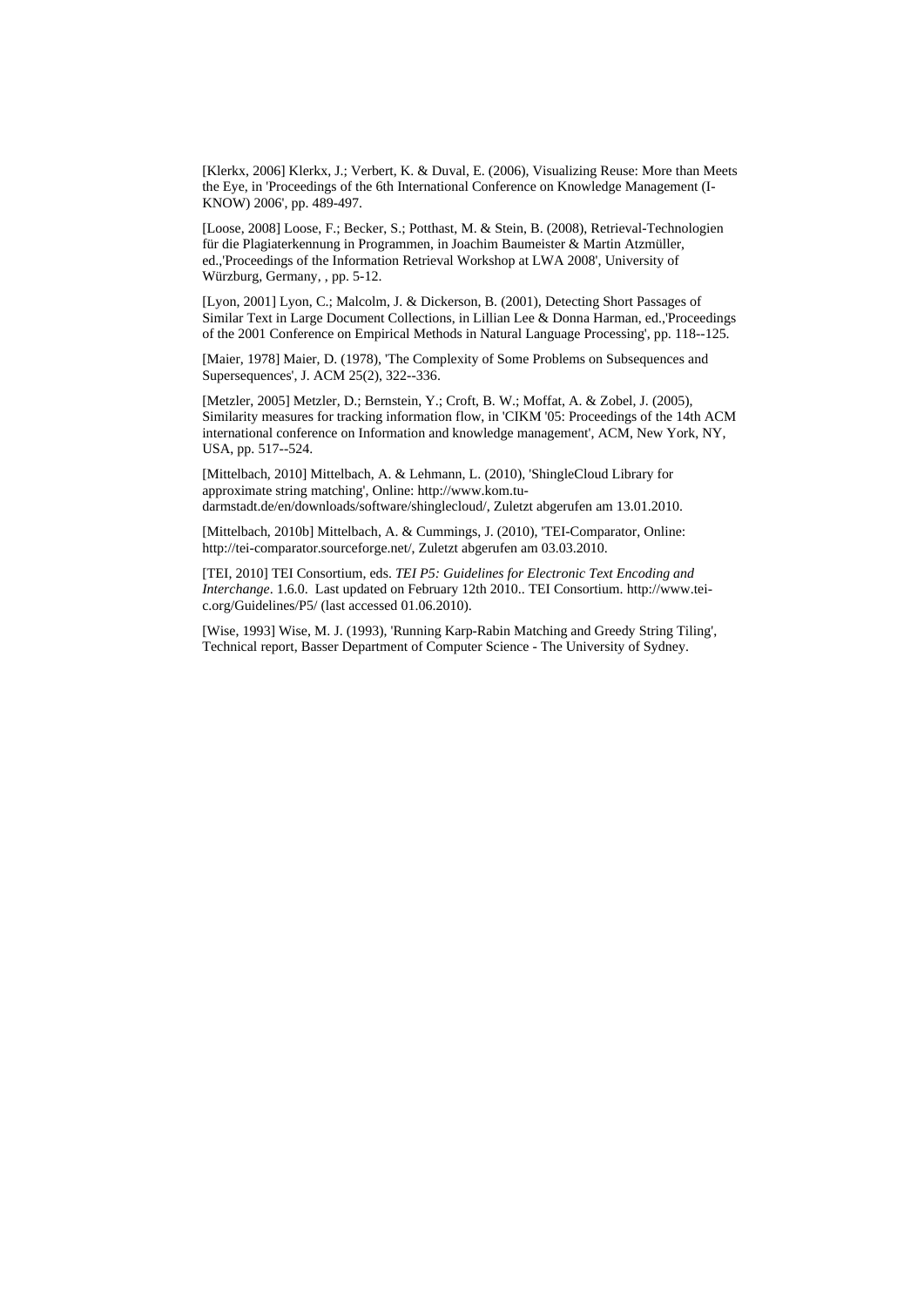[Klerkx, 2006] Klerkx, J.; Verbert, K. & Duval, E. (2006), Visualizing Reuse: More than Meets the Eye, in 'Proceedings of the 6th International Conference on Knowledge Management (I-KNOW) 2006', pp. 489-497.

[Loose, 2008] Loose, F.; Becker, S.; Potthast, M. & Stein, B. (2008), Retrieval-Technologien für die Plagiaterkennung in Programmen, in Joachim Baumeister & Martin Atzmüller, ed.,'Proceedings of the Information Retrieval Workshop at LWA 2008', University of Würzburg, Germany, , pp. 5-12.

[Lyon, 2001] Lyon, C.; Malcolm, J. & Dickerson, B. (2001), Detecting Short Passages of Similar Text in Large Document Collections, in Lillian Lee & Donna Harman, ed.,'Proceedings of the 2001 Conference on Empirical Methods in Natural Language Processing', pp. 118--125.

[Maier, 1978] Maier, D. (1978), 'The Complexity of Some Problems on Subsequences and Supersequences', J. ACM 25(2), 322--336.

[Metzler, 2005] Metzler, D.; Bernstein, Y.; Croft, B. W.; Moffat, A. & Zobel, J. (2005), Similarity measures for tracking information flow, in 'CIKM '05: Proceedings of the 14th ACM international conference on Information and knowledge management', ACM, New York, NY, USA, pp. 517--524.

[Mittelbach, 2010] Mittelbach, A. & Lehmann, L. (2010), 'ShingleCloud Library for approximate string matching', Online: http://www.kom.tu-darmstadt.de/en/downloads/software/shinglecloud/, Zuletzt abgerufen am 13.01.2010.

[Mittelbach, 2010b] Mittelbach, A. & Cummings, J. (2010), 'TEI-Comparator, Online: http://tei-comparator.sourceforge.net/, Zuletzt abgerufen am 03.03.2010.

[TEI, 2010] TEI Consortium, eds. *TEI P5: Guidelines for Electronic Text Encoding and Interchange*. 1.6.0. Last updated on February 12th 2010.. TEI Consortium. http://www.tei-c.org/Guidelines/P5/ (last accessed 01.06.2010).

[Wise, 1993] Wise, M. J. (1993), 'Running Karp-Rabin Matching and Greedy String Tiling', Technical report, Basser Department of Computer Science - The University of Sydney.